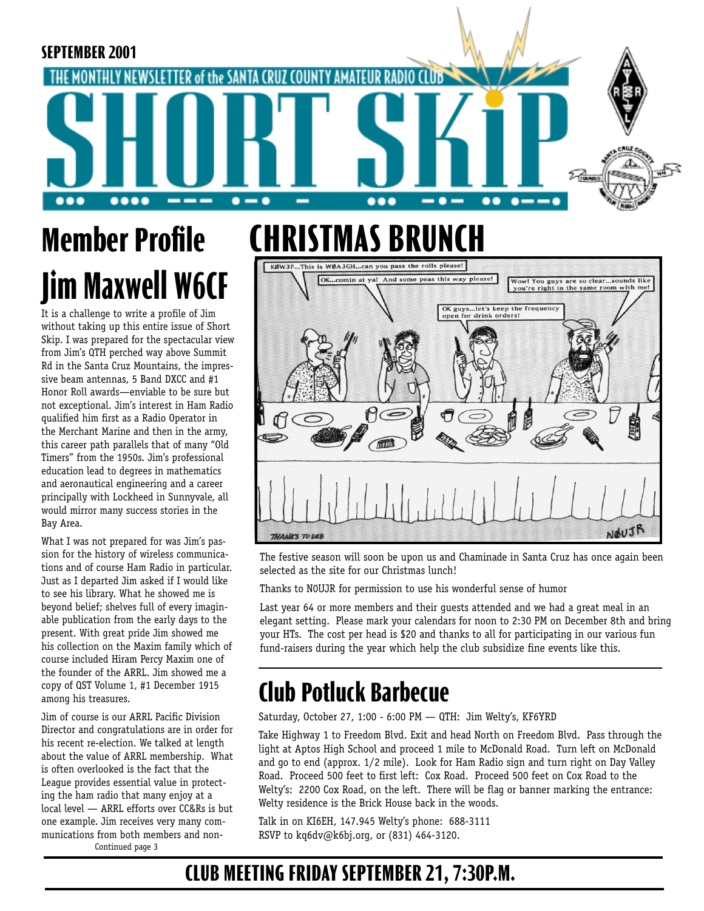SEPTEMBER 2001

THE MONTHLY NEWSLETTER of the SANTA CRUZ COUNTY AMATEUR RADIO CLUB

# SHORT SKIP

## Member Profile

# Jim Maxwell W6CF

It is a challenge to write a profile of Jim without taking up this entire issue of Short Skip. I was prepared for the spectacular view from Jim's QTH perched way above Summit Rd in the Santa Cruz Mountains, the impressive beam antennas, 5 Band DXCC and #1 Honor Roll awards—enviable to be sure but not exceptional. Jim's interest in Ham Radio qualified him first as a Radio Operator in the Merchant Marine and then in the army, this career path parallels that of many "Old Timers" from the 1950s. Jim's professional education lead to degrees in mathematics and aeronautical engineering and a career principally with Lockheed in Sunnyvale, all would mirror many success stories in the Bay Area.

What I was not prepared for was Jim's passion for the history of wireless communications and of course Ham Radio in particular. Just as I departed Jim asked if I would like to see his library. What he showed me is beyond belief; shelves full of every imaginable publication from the early days to the present. With great pride Jim showed me his collection on the Maxim family which of course included Hiram Percy Maxim one of the founder of the ARRL. Jim showed me a copy of QST Volume 1, #1 December 1915 among his treasures.

Jim of course is our ARRL Pacific Division Director and congratulations are in order for his recent re-election. We talked at length about the value of ARRL membership. What is often overlooked is the fact that the League provides essential value in protecting the ham radio that many enjoy at a local level — ARRL efforts over CC&Rs is but one example. Jim receives very many communications from both members and non-

Continued page 3

# CHRISTMAS BRUNCH

The festive season will soon be upon us and Chaminade in Santa Cruz has once again been selected as the site for our Christmas lunch!

Thanks to N0UJR for permission to use his wonderful sense of humor

Last year 64 or more members and their guests attended and we had a great meal in an elegant setting. Please mark your calendars for noon to 2:30 PM on December 8th and bring your HTs. The cost per head is $20 and thanks to all for participating in our various fun fund-raisers during the year which help the club subsidize fine events like this.

# Club Potluck Barbecue

Saturday, October 27, 1:00 - 6:00 PM — QTH: Jim Welty's, KF6YRD

Take Highway 1 to Freedom Blvd. Exit and head North on Freedom Blvd. Pass through the light at Aptos High School and proceed 1 mile to McDonald Road. Turn left on McDonald and go to end (approx. 1/2 mile). Look for Ham Radio sign and turn right on Day Valley Road. Proceed 500 feet to first left: Cox Road. Proceed 500 feet on Cox Road to the Welty's: 2200 Cox Road, on the left. There will be flag or banner marking the entrance: Welty residence is the Brick House back in the woods.

Talk in on KI6EH, 147.945 Welty's phone: 688-3111
RSVP to kq6dv@k6bj.org, or (831) 464-3120.

## CLUB MEETING FRIDAY SEPTEMBER 21, 7:30P.M.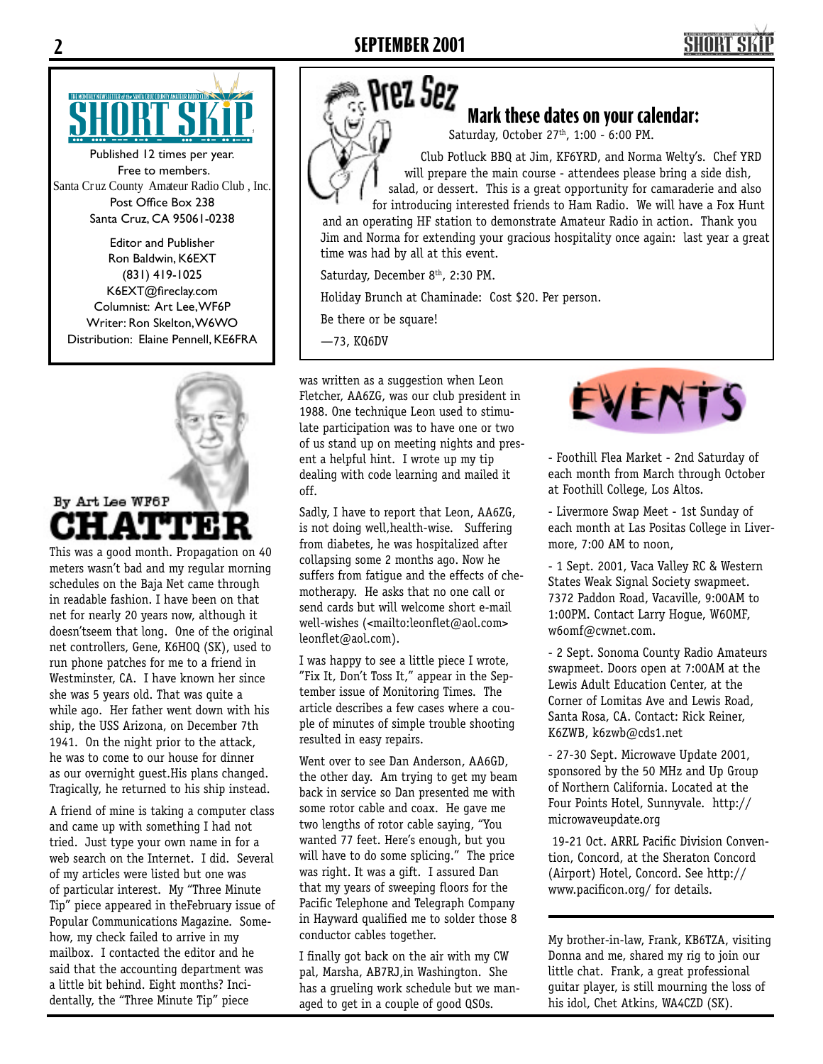SHORT SKIP

Published 12 times per year.
Free to members.
Santa Cruz County Amateur Radio Club, Inc.
Post Office Box 238
Santa Cruz, CA 95061-0238

Editor and Publisher
Ron Baldwin, K6EXT
(831) 419-1025
K6EXT@fireclay.com
Columnist: Art Lee, WF6P
Writer: Ron Skelton, W6WO
Distribution: Elaine Pennell, KE6FRA

# Prez Sez

## Mark these dates on your calendar:

Saturday, October 27th, 1:00 - 6:00 PM.

Club Potluck BBQ at Jim, KF6YRD, and Norma Welty's. Chef YRD will prepare the main course - attendees please bring a side dish, salad, or dessert. This is a great opportunity for camaraderie and also for introducing interested friends to Ham Radio. We will have a Fox Hunt and an operating HF station to demonstrate Amateur Radio in action. Thank you Jim and Norma for extending your gracious hospitality once again: last year a great time was had by all at this event.

Saturday, December 8th, 2:30 PM.

Holiday Brunch at Chaminade: Cost $20. Per person.

Be there or be square!

—73, KQ6DV

# CHATTER

By Art Lee WF6P

This was a good month. Propagation on 40 meters wasn't bad and my regular morning schedules on the Baja Net came through in readable fashion. I have been on that net for nearly 20 years now, although it doesn'tseem that long. One of the original net controllers, Gene, K6HOQ (SK), used to run phone patches for me to a friend in Westminster, CA. I have known her since she was 5 years old. That was quite a while ago. Her father went down with his ship, the USS Arizona, on December 7th 1941. On the night prior to the attack, he was to come to our house for dinner as our overnight guest.His plans changed. Tragically, he returned to his ship instead.

A friend of mine is taking a computer class and came up with something I had not tried. Just type your own name in for a web search on the Internet. I did. Several of my articles were listed but one was of particular interest. My "Three Minute Tip" piece appeared in theFebruary issue of Popular Communications Magazine. Somehow, my check failed to arrive in my mailbox. I contacted the editor and he said that the accounting department was a little bit behind. Eight months? Incidentally, the "Three Minute Tip" piece was written as a suggestion when Leon Fletcher, AA6ZG, was our club president in 1988. One technique Leon used to stimulate participation was to have one or two of us stand up on meeting nights and present a helpful hint. I wrote up my tip dealing with code learning and mailed it off.

Sadly, I have to report that Leon, AA6ZG, is not doing well,health-wise. Suffering from diabetes, he was hospitalized after collapsing some 2 months ago. Now he suffers from fatigue and the effects of chemotherapy. He asks that no one call or send cards but will welcome short e-mail well-wishes (<mailto:leonflet@aol.com> leonflet@aol.com).

I was happy to see a little piece I wrote, "Fix It, Don't Toss It," appear in the September issue of Monitoring Times. The article describes a few cases where a couple of minutes of simple trouble shooting resulted in easy repairs.

Went over to see Dan Anderson, AA6GD, the other day. Am trying to get my beam back in service so Dan presented me with some rotor cable and coax. He gave me two lengths of rotor cable saying, "You wanted 77 feet. Here's enough, but you will have to do some splicing." The price was right. It was a gift. I assured Dan that my years of sweeping floors for the Pacific Telephone and Telegraph Company in Hayward qualified me to solder those 8 conductor cables together.

I finally got back on the air with my CW pal, Marsha, AB7RJ,in Washington. She has a grueling work schedule but we managed to get in a couple of good QSOs.

# EVENTS

- Foothill Flea Market - 2nd Saturday of each month from March through October at Foothill College, Los Altos.

- Livermore Swap Meet - 1st Sunday of each month at Las Positas College in Livermore, 7:00 AM to noon,

- 1 Sept. 2001, Vaca Valley RC & Western States Weak Signal Society swapmeet. 7372 Paddon Road, Vacaville, 9:00AM to 1:00PM. Contact Larry Hogue, W6OMF, w6omf@cwnet.com.

- 2 Sept. Sonoma County Radio Amateurs swapmeet. Doors open at 7:00AM at the Lewis Adult Education Center, at the Corner of Lomitas Ave and Lewis Road, Santa Rosa, CA. Contact: Rick Reiner, K6ZWB, k6zwb@cds1.net

- 27-30 Sept. Microwave Update 2001, sponsored by the 50 MHz and Up Group of Northern California. Located at the Four Points Hotel, Sunnyvale. http://microwaveupdate.org

19-21 Oct. ARRL Pacific Division Convention, Concord, at the Sheraton Concord (Airport) Hotel, Concord. See http://www.pacificon.org/ for details.

---

My brother-in-law, Frank, KB6TZA, visiting Donna and me, shared my rig to join our little chat. Frank, a great professional guitar player, is still mourning the loss of his idol, Chet Atkins, WA4CZD (SK).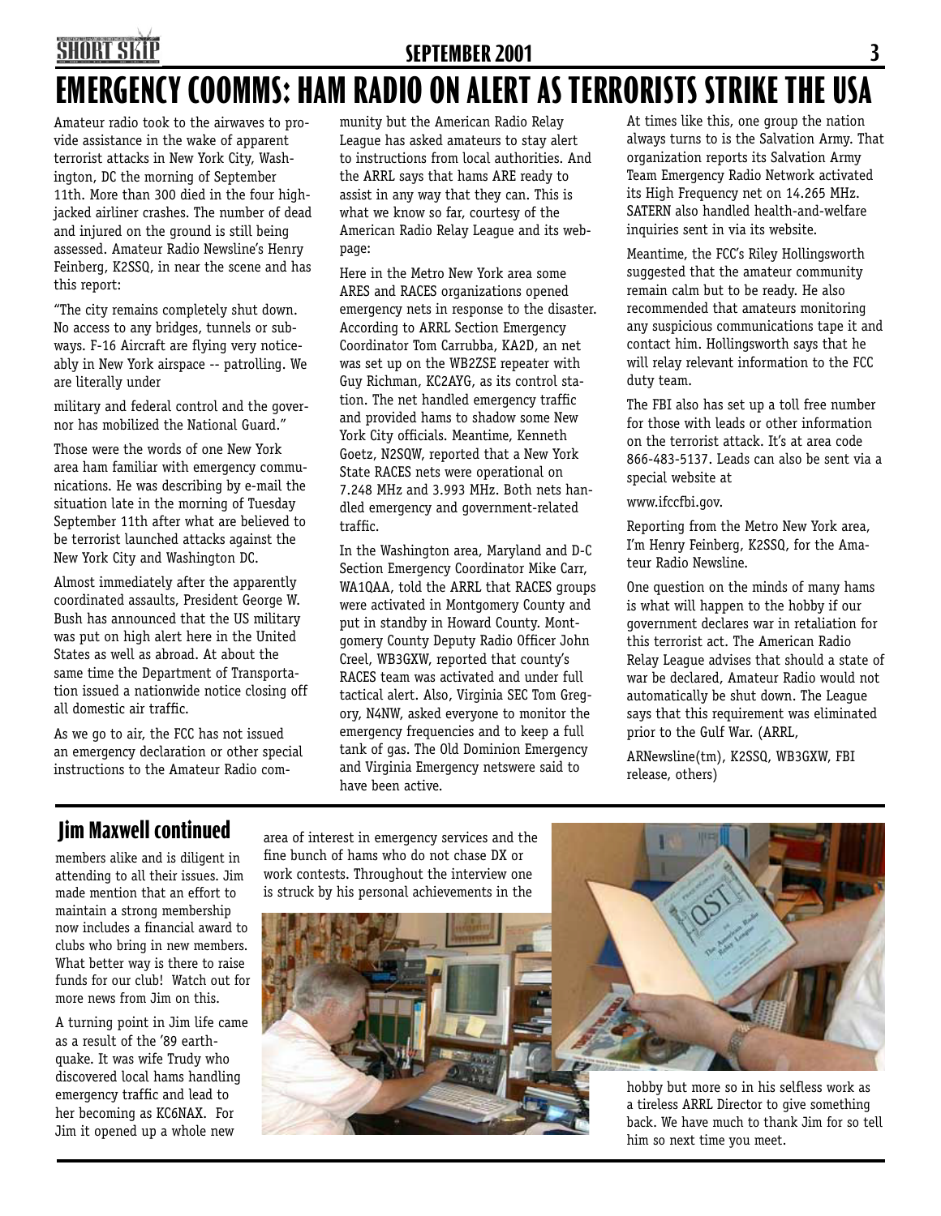# EMERGENCY COOMMS: HAM RADIO ON ALERT AS TERRORISTS STRIKE THE USA

Amateur radio took to the airwaves to provide assistance in the wake of apparent terrorist attacks in New York City, Washington, DC the morning of September 11th. More than 300 died in the four highjacked airliner crashes. The number of dead and injured on the ground is still being assessed. Amateur Radio Newsline's Henry Feinberg, K2SSQ, in near the scene and has this report:

"The city remains completely shut down. No access to any bridges, tunnels or subways. F-16 Aircraft are flying very noticeably in New York airspace -- patrolling. We are literally under

military and federal control and the governor has mobilized the National Guard."

Those were the words of one New York area ham familiar with emergency communications. He was describing by e-mail the situation late in the morning of Tuesday September 11th after what are believed to be terrorist launched attacks against the New York City and Washington DC.

Almost immediately after the apparently coordinated assaults, President George W. Bush has announced that the US military was put on high alert here in the United States as well as abroad. At about the same time the Department of Transportation issued a nationwide notice closing off all domestic air traffic.

As we go to air, the FCC has not issued an emergency declaration or other special instructions to the Amateur Radio community but the American Radio Relay League has asked amateurs to stay alert to instructions from local authorities. And the ARRL says that hams ARE ready to assist in any way that they can. This is what we know so far, courtesy of the American Radio Relay League and its webpage:

Here in the Metro New York area some ARES and RACES organizations opened emergency nets in response to the disaster. According to ARRL Section Emergency Coordinator Tom Carrubba, KA2D, an net was set up on the WB2ZSE repeater with Guy Richman, KC2AYG, as its control station. The net handled emergency traffic and provided hams to shadow some New York City officials. Meantime, Kenneth Goetz, N2SQW, reported that a New York State RACES nets were operational on 7.248 MHz and 3.993 MHz. Both nets handled emergency and government-related traffic.

In the Washington area, Maryland and D-C Section Emergency Coordinator Mike Carr, WA1QAA, told the ARRL that RACES groups were activated in Montgomery County and put in standby in Howard County. Montgomery County Deputy Radio Officer John Creel, WB3GXW, reported that county's RACES team was activated and under full tactical alert. Also, Virginia SEC Tom Gregory, N4NW, asked everyone to monitor the emergency frequencies and to keep a full tank of gas. The Old Dominion Emergency and Virginia Emergency netswere said to have been active.

At times like this, one group the nation always turns to is the Salvation Army. That organization reports its Salvation Army Team Emergency Radio Network activated its High Frequency net on 14.265 MHz. SATERN also handled health-and-welfare inquiries sent in via its website.

Meantime, the FCC's Riley Hollingsworth suggested that the amateur community remain calm but to be ready. He also recommended that amateurs monitoring any suspicious communications tape it and contact him. Hollingsworth says that he will relay relevant information to the FCC duty team.

The FBI also has set up a toll free number for those with leads or other information on the terrorist attack. It's at area code 866-483-5137. Leads can also be sent via a special website at

www.ifccfbi.gov.

Reporting from the Metro New York area, I'm Henry Feinberg, K2SSQ, for the Amateur Radio Newsline.

One question on the minds of many hams is what will happen to the hobby if our government declares war in retaliation for this terrorist act. The American Radio Relay League advises that should a state of war be declared, Amateur Radio would not automatically be shut down. The League says that this requirement was eliminated prior to the Gulf War. (ARRL,

ARNewsline(tm), K2SSQ, WB3GXW, FBI release, others)

## Jim Maxwell continued

members alike and is diligent in attending to all their issues. Jim made mention that an effort to maintain a strong membership now includes a financial award to clubs who bring in new members. What better way is there to raise funds for our club! Watch out for more news from Jim on this.

A turning point in Jim life came as a result of the '89 earthquake. It was wife Trudy who discovered local hams handling emergency traffic and lead to her becoming as KC6NAX. For Jim it opened up a whole new area of interest in emergency services and the fine bunch of hams who do not chase DX or work contests. Throughout the interview one is struck by his personal achievements in the hobby but more so in his selfless work as a tireless ARRL Director to give something back. We have much to thank Jim for so tell him so next time you meet.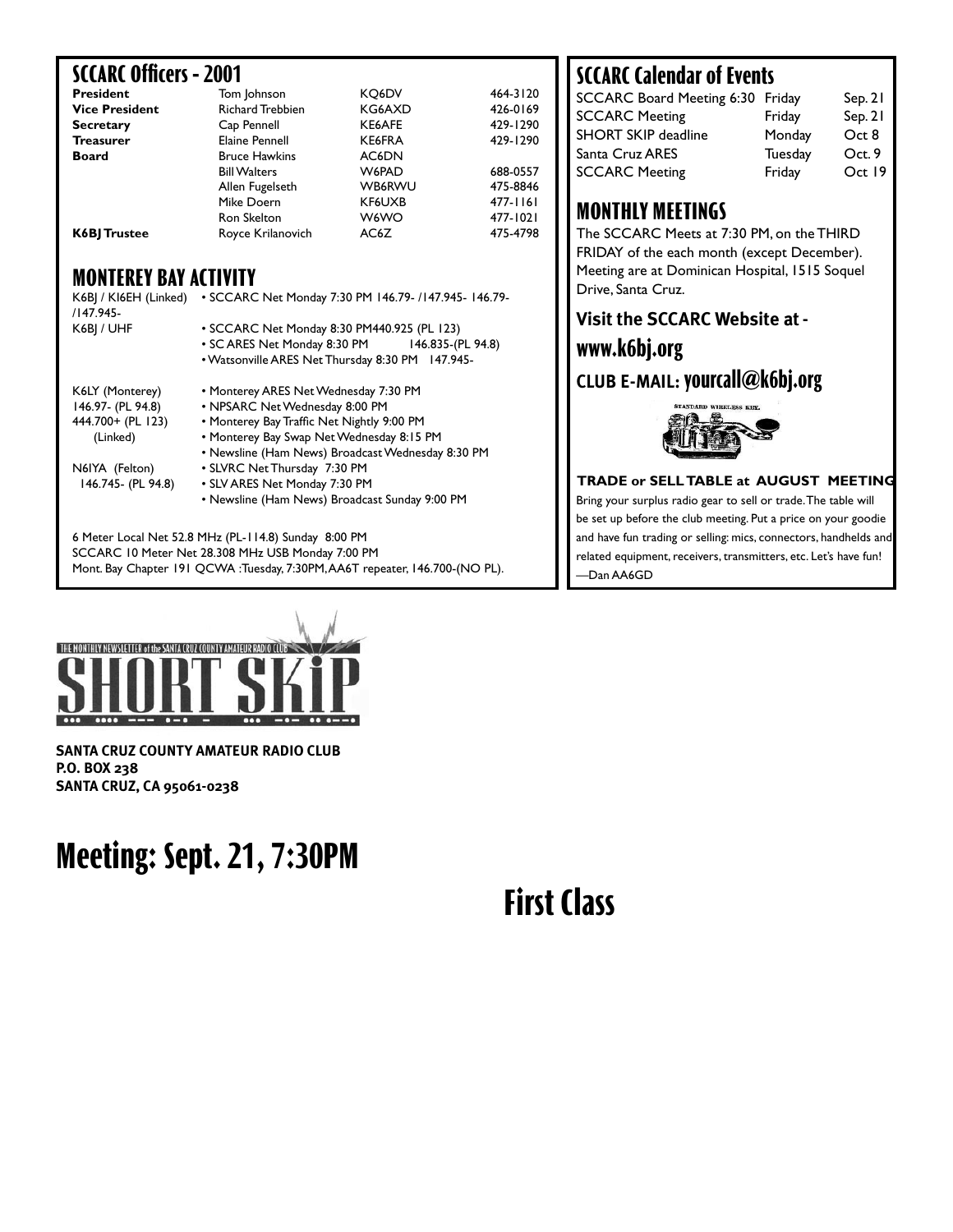## SCCARC Officers - 2001

| | | | |
|---|---|---|---|
| **President** | Tom Johnson | KQ6DV | 464-3120 |
| **Vice President** | Richard Trebbien | KG6AXD | 426-0169 |
| **Secretary** | Cap Pennell | KE6AFE | 429-1290 |
| **Treasurer** | Elaine Pennell | KE6FRA | 429-1290 |
| **Board** | Bruce Hawkins | AC6DN | |
| | Bill Walters | W6PAD | 688-0557 |
| | Allen Fugelseth | WB6RWU | 475-8846 |
| | Mike Doern | KF6UXB | 477-1161 |
| | Ron Skelton | W6WO | 477-1021 |
| **K6BJ Trustee** | Royce Krilanovich | AC6Z | 475-4798 |

## MONTEREY BAY ACTIVITY

K6BJ / KI6EH (Linked) /147.945-
- SCCARC Net Monday 7:30 PM 146.79- /147.945- 146.79-

K6BJ / UHF
- SCCARC Net Monday 8:30 PM440.925 (PL 123)
- SC ARES Net Monday 8:30 PM 146.835-(PL 94.8)
- Watsonville ARES Net Thursday 8:30 PM 147.945-

K6LY (Monterey)
146.97- (PL 94.8)
444.700+ (PL 123)
(Linked)
- Monterey ARES Net Wednesday 7:30 PM
- NPSARC Net Wednesday 8:00 PM
- Monterey Bay Traffic Net Nightly 9:00 PM
- Monterey Bay Swap Net Wednesday 8:15 PM
- Newsline (Ham News) Broadcast Wednesday 8:30 PM

N6IYA (Felton)
146.745- (PL 94.8)
- SLVRC Net Thursday 7:30 PM
- SLV ARES Net Monday 7:30 PM
- Newsline (Ham News) Broadcast Sunday 9:00 PM

6 Meter Local Net 52.8 MHz (PL-114.8) Sunday 8:00 PM
SCCARC 10 Meter Net 28.308 MHz USB Monday 7:00 PM
Mont. Bay Chapter 191 QCWA :Tuesday, 7:30PM, AA6T repeater, 146.700-(NO PL).

## SCCARC Calendar of Events

| | | |
|---|---|---|
| SCCARC Board Meeting 6:30 | Friday | Sep. 21 |
| SCCARC Meeting | Friday | Sep. 21 |
| SHORT SKIP deadline | Monday | Oct 8 |
| Santa Cruz ARES | Tuesday | Oct. 9 |
| SCCARC Meeting | Friday | Oct 19 |

## MONTHLY MEETINGS

The SCCARC Meets at 7:30 PM, on the THIRD FRIDAY of the each month (except December). Meeting are at Dominican Hospital, 1515 Soquel Drive, Santa Cruz.

### Visit the SCCARC Website at - www.k6bj.org

### CLUB E-MAIL: yourcall@k6bj.org

**TRADE or SELL TABLE at AUGUST MEETING**

Bring your surplus radio gear to sell or trade. The table will be set up before the club meeting. Put a price on your goodie and have fun trading or selling: mics, connectors, handhelds and related equipment, receivers, transmitters, etc. Let's have fun! —Dan AA6GD

THE MONTHLY NEWSLETTER of the SANTA CRUZ COUNTY AMATEUR RADIO CLUB

# SHORT SKiP

**SANTA CRUZ COUNTY AMATEUR RADIO CLUB**
**P.O. BOX 238**
**SANTA CRUZ, CA 95061-0238**

# Meeting: Sept. 21, 7:30PM

## First Class